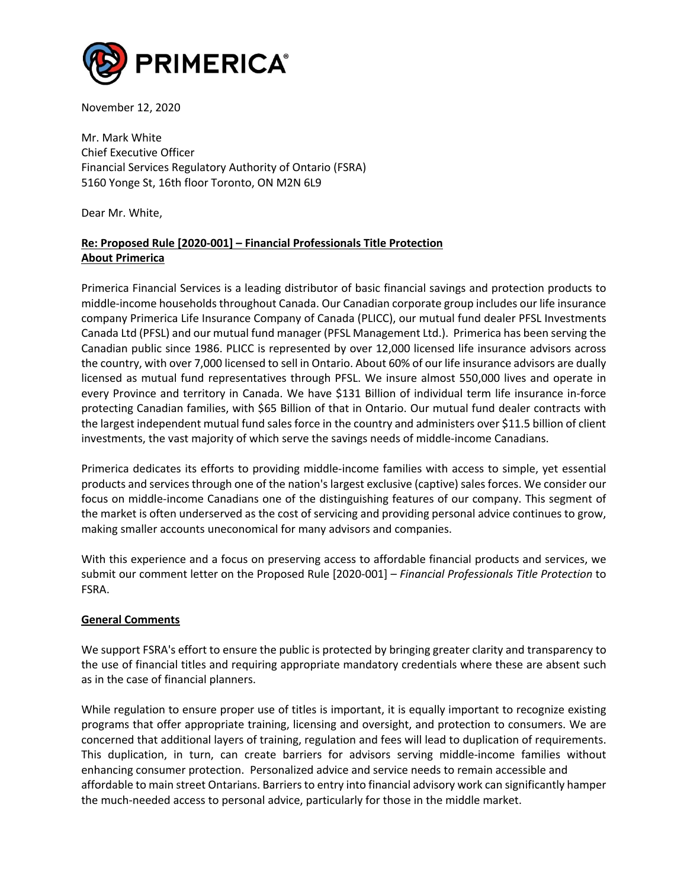PRIMERICA®

November 12, 2020

Mr. Mark White
Chief Executive Officer
Financial Services Regulatory Authority of Ontario (FSRA)
5160 Yonge St, 16th floor Toronto, ON M2N 6L9

Dear Mr. White,

**Re: Proposed Rule [2020-001] – Financial Professionals Title Protection**

## About Primerica

Primerica Financial Services is a leading distributor of basic financial savings and protection products to middle-income households throughout Canada. Our Canadian corporate group includes our life insurance company Primerica Life Insurance Company of Canada (PLICC), our mutual fund dealer PFSL Investments Canada Ltd (PFSL) and our mutual fund manager (PFSL Management Ltd.). Primerica has been serving the Canadian public since 1986. PLICC is represented by over 12,000 licensed life insurance advisors across the country, with over 7,000 licensed to sell in Ontario. About 60% of our life insurance advisors are dually licensed as mutual fund representatives through PFSL. We insure almost 550,000 lives and operate in every Province and territory in Canada. We have $131 Billion of individual term life insurance in-force protecting Canadian families, with $65 Billion of that in Ontario. Our mutual fund dealer contracts with the largest independent mutual fund sales force in the country and administers over $11.5 billion of client investments, the vast majority of which serve the savings needs of middle-income Canadians.

Primerica dedicates its efforts to providing middle-income families with access to simple, yet essential products and services through one of the nation's largest exclusive (captive) sales forces. We consider our focus on middle-income Canadians one of the distinguishing features of our company. This segment of the market is often underserved as the cost of servicing and providing personal advice continues to grow, making smaller accounts uneconomical for many advisors and companies.

With this experience and a focus on preserving access to affordable financial products and services, we submit our comment letter on the Proposed Rule [2020-001] – *Financial Professionals Title Protection* to FSRA.

## General Comments

We support FSRA's effort to ensure the public is protected by bringing greater clarity and transparency to the use of financial titles and requiring appropriate mandatory credentials where these are absent such as in the case of financial planners.

While regulation to ensure proper use of titles is important, it is equally important to recognize existing programs that offer appropriate training, licensing and oversight, and protection to consumers. We are concerned that additional layers of training, regulation and fees will lead to duplication of requirements. This duplication, in turn, can create barriers for advisors serving middle-income families without enhancing consumer protection. Personalized advice and service needs to remain accessible and affordable to main street Ontarians. Barriers to entry into financial advisory work can significantly hamper the much-needed access to personal advice, particularly for those in the middle market.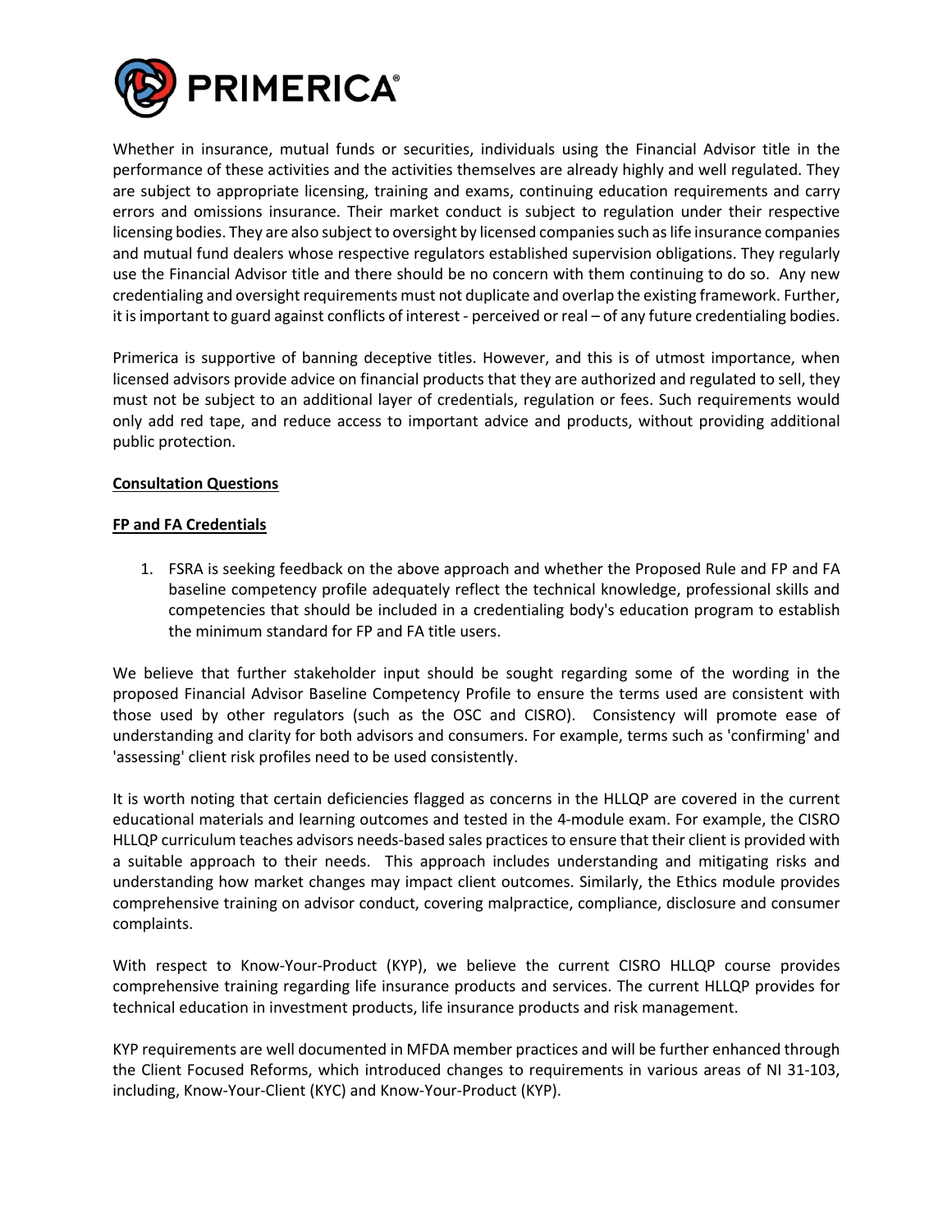Whether in insurance, mutual funds or securities, individuals using the Financial Advisor title in the performance of these activities and the activities themselves are already highly and well regulated. They are subject to appropriate licensing, training and exams, continuing education requirements and carry errors and omissions insurance. Their market conduct is subject to regulation under their respective licensing bodies. They are also subject to oversight by licensed companies such as life insurance companies and mutual fund dealers whose respective regulators established supervision obligations. They regularly use the Financial Advisor title and there should be no concern with them continuing to do so. Any new credentialing and oversight requirements must not duplicate and overlap the existing framework. Further, it is important to guard against conflicts of interest - perceived or real – of any future credentialing bodies.

Primerica is supportive of banning deceptive titles. However, and this is of utmost importance, when licensed advisors provide advice on financial products that they are authorized and regulated to sell, they must not be subject to an additional layer of credentials, regulation or fees. Such requirements would only add red tape, and reduce access to important advice and products, without providing additional public protection.

**Consultation Questions**

**FP and FA Credentials**

1. FSRA is seeking feedback on the above approach and whether the Proposed Rule and FP and FA baseline competency profile adequately reflect the technical knowledge, professional skills and competencies that should be included in a credentialing body's education program to establish the minimum standard for FP and FA title users.

We believe that further stakeholder input should be sought regarding some of the wording in the proposed Financial Advisor Baseline Competency Profile to ensure the terms used are consistent with those used by other regulators (such as the OSC and CISRO). Consistency will promote ease of understanding and clarity for both advisors and consumers. For example, terms such as 'confirming' and 'assessing' client risk profiles need to be used consistently.

It is worth noting that certain deficiencies flagged as concerns in the HLLQP are covered in the current educational materials and learning outcomes and tested in the 4-module exam. For example, the CISRO HLLQP curriculum teaches advisors needs-based sales practices to ensure that their client is provided with a suitable approach to their needs. This approach includes understanding and mitigating risks and understanding how market changes may impact client outcomes. Similarly, the Ethics module provides comprehensive training on advisor conduct, covering malpractice, compliance, disclosure and consumer complaints.

With respect to Know-Your-Product (KYP), we believe the current CISRO HLLQP course provides comprehensive training regarding life insurance products and services. The current HLLQP provides for technical education in investment products, life insurance products and risk management.

KYP requirements are well documented in MFDA member practices and will be further enhanced through the Client Focused Reforms, which introduced changes to requirements in various areas of NI 31-103, including, Know-Your-Client (KYC) and Know-Your-Product (KYP).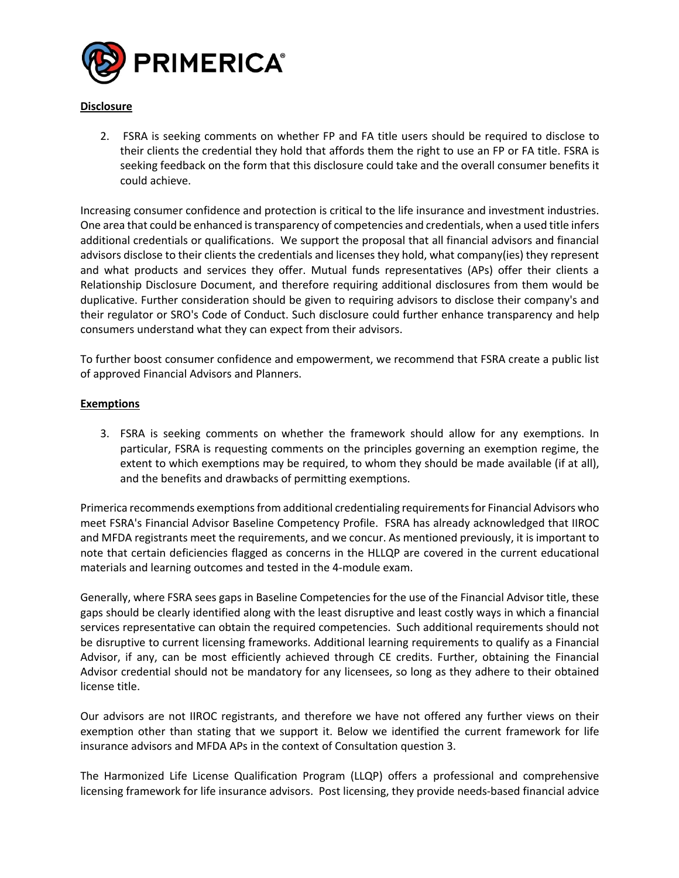**Disclosure**

2. FSRA is seeking comments on whether FP and FA title users should be required to disclose to their clients the credential they hold that affords them the right to use an FP or FA title. FSRA is seeking feedback on the form that this disclosure could take and the overall consumer benefits it could achieve.

Increasing consumer confidence and protection is critical to the life insurance and investment industries. One area that could be enhanced is transparency of competencies and credentials, when a used title infers additional credentials or qualifications. We support the proposal that all financial advisors and financial advisors disclose to their clients the credentials and licenses they hold, what company(ies) they represent and what products and services they offer. Mutual funds representatives (APs) offer their clients a Relationship Disclosure Document, and therefore requiring additional disclosures from them would be duplicative. Further consideration should be given to requiring advisors to disclose their company's and their regulator or SRO's Code of Conduct. Such disclosure could further enhance transparency and help consumers understand what they can expect from their advisors.

To further boost consumer confidence and empowerment, we recommend that FSRA create a public list of approved Financial Advisors and Planners.

**Exemptions**

3. FSRA is seeking comments on whether the framework should allow for any exemptions. In particular, FSRA is requesting comments on the principles governing an exemption regime, the extent to which exemptions may be required, to whom they should be made available (if at all), and the benefits and drawbacks of permitting exemptions.

Primerica recommends exemptions from additional credentialing requirements for Financial Advisors who meet FSRA's Financial Advisor Baseline Competency Profile. FSRA has already acknowledged that IIROC and MFDA registrants meet the requirements, and we concur. As mentioned previously, it is important to note that certain deficiencies flagged as concerns in the HLLQP are covered in the current educational materials and learning outcomes and tested in the 4-module exam.

Generally, where FSRA sees gaps in Baseline Competencies for the use of the Financial Advisor title, these gaps should be clearly identified along with the least disruptive and least costly ways in which a financial services representative can obtain the required competencies. Such additional requirements should not be disruptive to current licensing frameworks. Additional learning requirements to qualify as a Financial Advisor, if any, can be most efficiently achieved through CE credits. Further, obtaining the Financial Advisor credential should not be mandatory for any licensees, so long as they adhere to their obtained license title.

Our advisors are not IIROC registrants, and therefore we have not offered any further views on their exemption other than stating that we support it. Below we identified the current framework for life insurance advisors and MFDA APs in the context of Consultation question 3.

The Harmonized Life License Qualification Program (LLQP) offers a professional and comprehensive licensing framework for life insurance advisors. Post licensing, they provide needs-based financial advice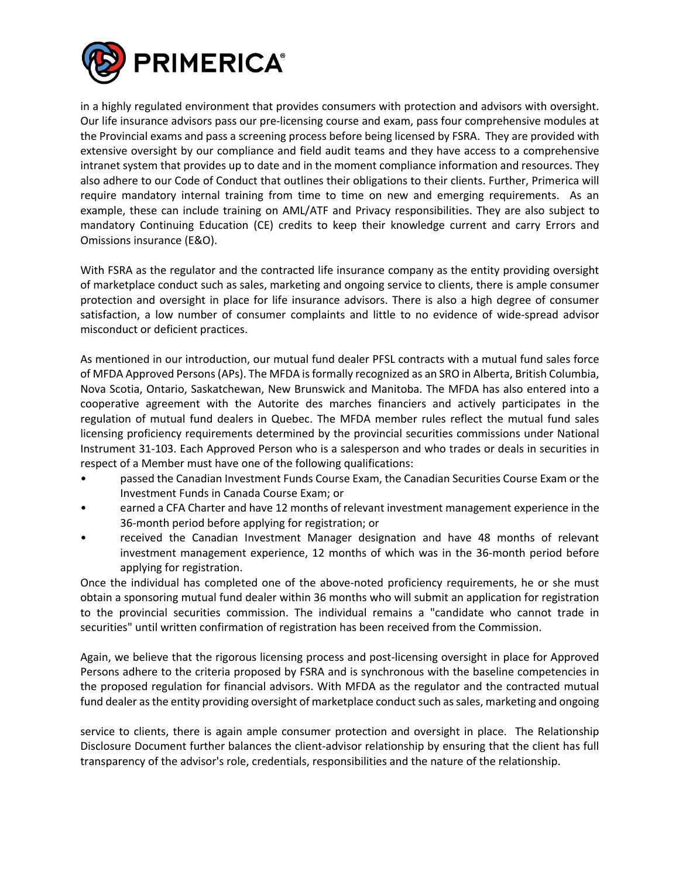in a highly regulated environment that provides consumers with protection and advisors with oversight. Our life insurance advisors pass our pre-licensing course and exam, pass four comprehensive modules at the Provincial exams and pass a screening process before being licensed by FSRA. They are provided with extensive oversight by our compliance and field audit teams and they have access to a comprehensive intranet system that provides up to date and in the moment compliance information and resources. They also adhere to our Code of Conduct that outlines their obligations to their clients. Further, Primerica will require mandatory internal training from time to time on new and emerging requirements. As an example, these can include training on AML/ATF and Privacy responsibilities. They are also subject to mandatory Continuing Education (CE) credits to keep their knowledge current and carry Errors and Omissions insurance (E&O).

With FSRA as the regulator and the contracted life insurance company as the entity providing oversight of marketplace conduct such as sales, marketing and ongoing service to clients, there is ample consumer protection and oversight in place for life insurance advisors. There is also a high degree of consumer satisfaction, a low number of consumer complaints and little to no evidence of wide-spread advisor misconduct or deficient practices.

As mentioned in our introduction, our mutual fund dealer PFSL contracts with a mutual fund sales force of MFDA Approved Persons (APs). The MFDA is formally recognized as an SRO in Alberta, British Columbia, Nova Scotia, Ontario, Saskatchewan, New Brunswick and Manitoba. The MFDA has also entered into a cooperative agreement with the Autorite des marches financiers and actively participates in the regulation of mutual fund dealers in Quebec. The MFDA member rules reflect the mutual fund sales licensing proficiency requirements determined by the provincial securities commissions under National Instrument 31-103. Each Approved Person who is a salesperson and who trades or deals in securities in respect of a Member must have one of the following qualifications:

- passed the Canadian Investment Funds Course Exam, the Canadian Securities Course Exam or the Investment Funds in Canada Course Exam; or
- earned a CFA Charter and have 12 months of relevant investment management experience in the 36-month period before applying for registration; or
- received the Canadian Investment Manager designation and have 48 months of relevant investment management experience, 12 months of which was in the 36-month period before applying for registration.

Once the individual has completed one of the above-noted proficiency requirements, he or she must obtain a sponsoring mutual fund dealer within 36 months who will submit an application for registration to the provincial securities commission. The individual remains a "candidate who cannot trade in securities" until written confirmation of registration has been received from the Commission.

Again, we believe that the rigorous licensing process and post-licensing oversight in place for Approved Persons adhere to the criteria proposed by FSRA and is synchronous with the baseline competencies in the proposed regulation for financial advisors. With MFDA as the regulator and the contracted mutual fund dealer as the entity providing oversight of marketplace conduct such as sales, marketing and ongoing service to clients, there is again ample consumer protection and oversight in place. The Relationship Disclosure Document further balances the client-advisor relationship by ensuring that the client has full transparency of the advisor's role, credentials, responsibilities and the nature of the relationship.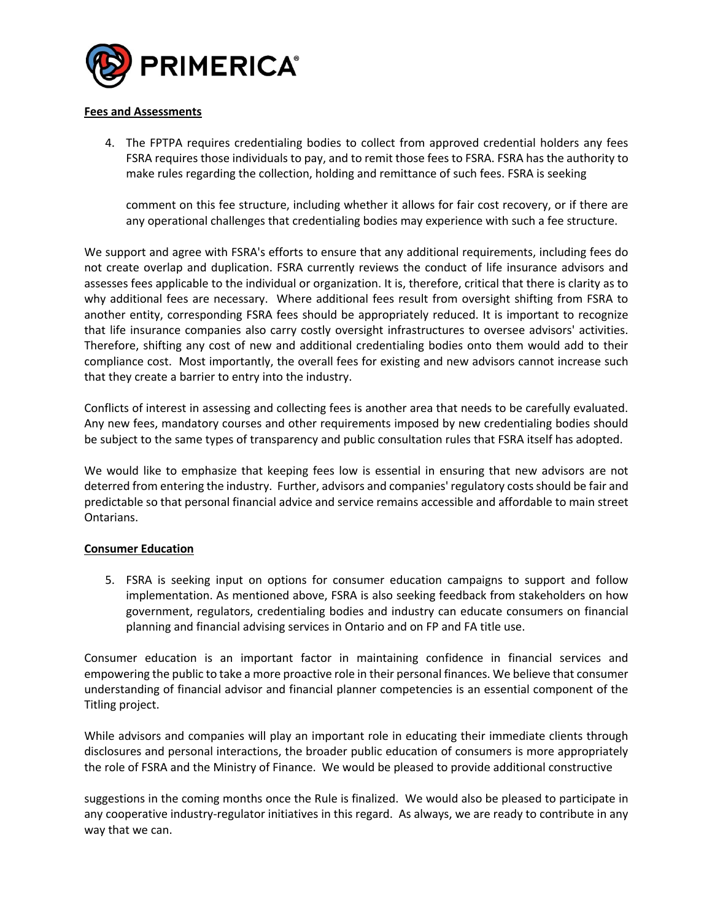**Fees and Assessments**

4. The FPTPA requires credentialing bodies to collect from approved credential holders any fees FSRA requires those individuals to pay, and to remit those fees to FSRA. FSRA has the authority to make rules regarding the collection, holding and remittance of such fees. FSRA is seeking comment on this fee structure, including whether it allows for fair cost recovery, or if there are any operational challenges that credentialing bodies may experience with such a fee structure.

We support and agree with FSRA's efforts to ensure that any additional requirements, including fees do not create overlap and duplication. FSRA currently reviews the conduct of life insurance advisors and assesses fees applicable to the individual or organization. It is, therefore, critical that there is clarity as to why additional fees are necessary. Where additional fees result from oversight shifting from FSRA to another entity, corresponding FSRA fees should be appropriately reduced. It is important to recognize that life insurance companies also carry costly oversight infrastructures to oversee advisors' activities. Therefore, shifting any cost of new and additional credentialing bodies onto them would add to their compliance cost. Most importantly, the overall fees for existing and new advisors cannot increase such that they create a barrier to entry into the industry.

Conflicts of interest in assessing and collecting fees is another area that needs to be carefully evaluated. Any new fees, mandatory courses and other requirements imposed by new credentialing bodies should be subject to the same types of transparency and public consultation rules that FSRA itself has adopted.

We would like to emphasize that keeping fees low is essential in ensuring that new advisors are not deterred from entering the industry. Further, advisors and companies' regulatory costs should be fair and predictable so that personal financial advice and service remains accessible and affordable to main street Ontarians.

**Consumer Education**

5. FSRA is seeking input on options for consumer education campaigns to support and follow implementation. As mentioned above, FSRA is also seeking feedback from stakeholders on how government, regulators, credentialing bodies and industry can educate consumers on financial planning and financial advising services in Ontario and on FP and FA title use.

Consumer education is an important factor in maintaining confidence in financial services and empowering the public to take a more proactive role in their personal finances. We believe that consumer understanding of financial advisor and financial planner competencies is an essential component of the Titling project.

While advisors and companies will play an important role in educating their immediate clients through disclosures and personal interactions, the broader public education of consumers is more appropriately the role of FSRA and the Ministry of Finance. We would be pleased to provide additional constructive suggestions in the coming months once the Rule is finalized. We would also be pleased to participate in any cooperative industry-regulator initiatives in this regard. As always, we are ready to contribute in any way that we can.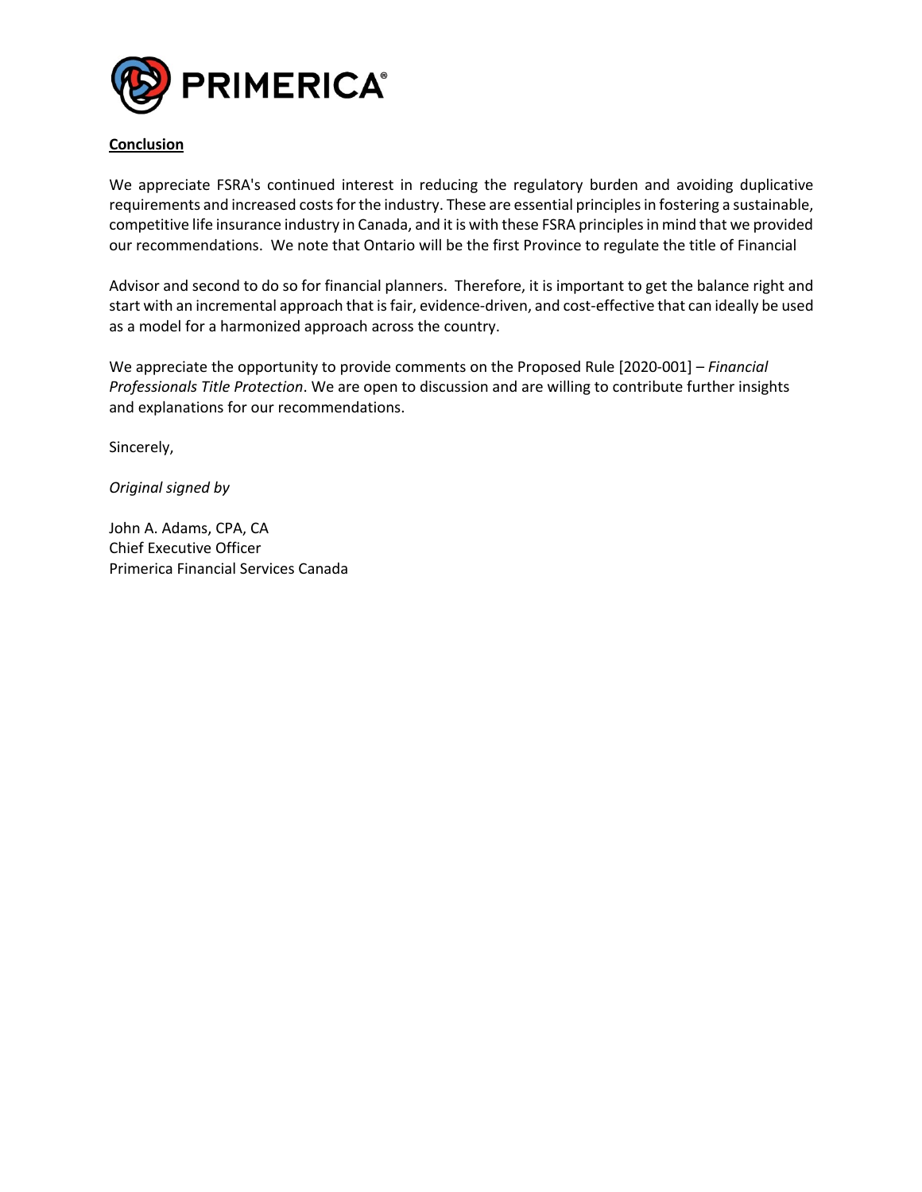**Conclusion**

We appreciate FSRA's continued interest in reducing the regulatory burden and avoiding duplicative requirements and increased costs for the industry. These are essential principles in fostering a sustainable, competitive life insurance industry in Canada, and it is with these FSRA principles in mind that we provided our recommendations. We note that Ontario will be the first Province to regulate the title of Financial

Advisor and second to do so for financial planners. Therefore, it is important to get the balance right and start with an incremental approach that is fair, evidence-driven, and cost-effective that can ideally be used as a model for a harmonized approach across the country.

We appreciate the opportunity to provide comments on the Proposed Rule [2020-001] – *Financial Professionals Title Protection*. We are open to discussion and are willing to contribute further insights and explanations for our recommendations.

Sincerely,

*Original signed by*

John A. Adams, CPA, CA
Chief Executive Officer
Primerica Financial Services Canada